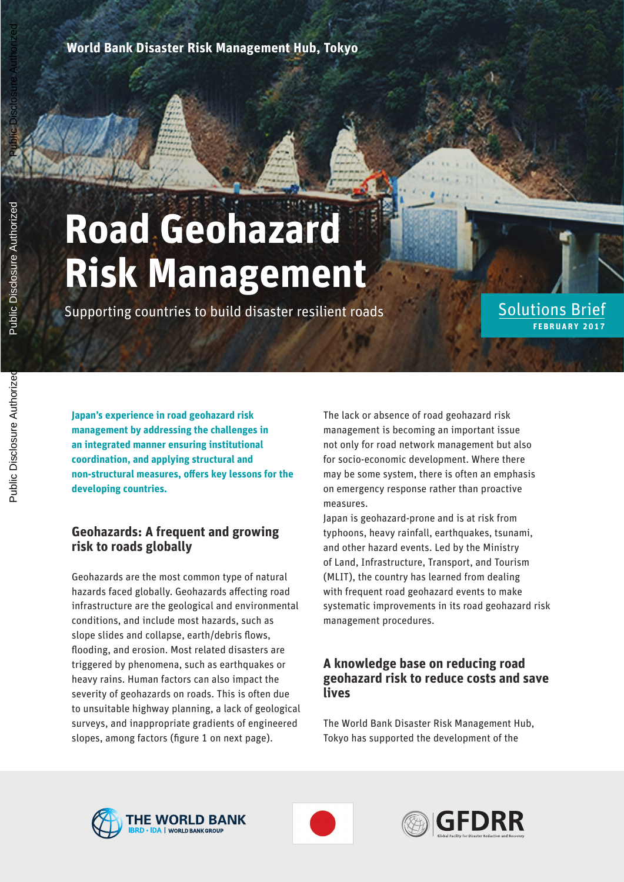World Bank Disaster Risk Management Hub, Tokyo

# Road Geohazard Risk Management

Supporting countries to build disaster resilient roads

Solutions Brief
FEBRUARY 2017

**Japan's experience in road geohazard risk management by addressing the challenges in an integrated manner ensuring institutional coordination, and applying structural and non-structural measures, offers key lessons for the developing countries.**

## Geohazards: A frequent and growing risk to roads globally

Geohazards are the most common type of natural hazards faced globally. Geohazards affecting road infrastructure are the geological and environmental conditions, and include most hazards, such as slope slides and collapse, earth/debris flows, flooding, and erosion. Most related disasters are triggered by phenomena, such as earthquakes or heavy rains. Human factors can also impact the severity of geohazards on roads. This is often due to unsuitable highway planning, a lack of geological surveys, and inappropriate gradients of engineered slopes, among factors (figure 1 on next page).

The lack or absence of road geohazard risk management is becoming an important issue not only for road network management but also for socio-economic development. Where there may be some system, there is often an emphasis on emergency response rather than proactive measures.

Japan is geohazard-prone and is at risk from typhoons, heavy rainfall, earthquakes, tsunami, and other hazard events. Led by the Ministry of Land, Infrastructure, Transport, and Tourism (MLIT), the country has learned from dealing with frequent road geohazard events to make systematic improvements in its road geohazard risk management procedures.

## A knowledge base on reducing road geohazard risk to reduce costs and save lives

The World Bank Disaster Risk Management Hub, Tokyo has supported the development of the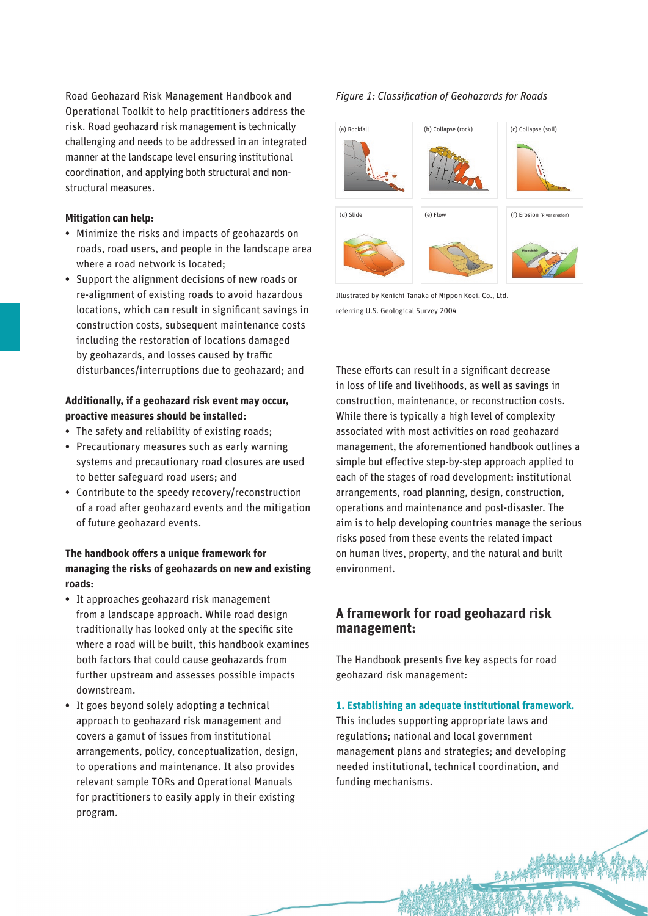Road Geohazard Risk Management Handbook and Operational Toolkit to help practitioners address the risk. Road geohazard risk management is technically challenging and needs to be addressed in an integrated manner at the landscape level ensuring institutional coordination, and applying both structural and non-structural measures.

**Mitigation can help:**

- Minimize the risks and impacts of geohazards on roads, road users, and people in the landscape area where a road network is located;
- Support the alignment decisions of new roads or re-alignment of existing roads to avoid hazardous locations, which can result in significant savings in construction costs, subsequent maintenance costs including the restoration of locations damaged by geohazards, and losses caused by traffic disturbances/interruptions due to geohazard; and

**Additionally, if a geohazard risk event may occur, proactive measures should be installed:**

- The safety and reliability of existing roads;
- Precautionary measures such as early warning systems and precautionary road closures are used to better safeguard road users; and
- Contribute to the speedy recovery/reconstruction of a road after geohazard events and the mitigation of future geohazard events.

**The handbook offers a unique framework for managing the risks of geohazards on new and existing roads:**

- It approaches geohazard risk management from a landscape approach. While road design traditionally has looked only at the specific site where a road will be built, this handbook examines both factors that could cause geohazards from further upstream and assesses possible impacts downstream.
- It goes beyond solely adopting a technical approach to geohazard risk management and covers a gamut of issues from institutional arrangements, policy, conceptualization, design, to operations and maintenance. It also provides relevant sample TORs and Operational Manuals for practitioners to easily apply in their existing program.

*Figure 1: Classification of Geohazards for Roads*

(a) Rockfall
(b) Collapse (rock)
(c) Collapse (soil)
(d) Slide
(e) Flow
(f) Erosion (River erosion)

Illustrated by Kenichi Tanaka of Nippon Koei. Co., Ltd. referring U.S. Geological Survey 2004

These efforts can result in a significant decrease in loss of life and livelihoods, as well as savings in construction, maintenance, or reconstruction costs. While there is typically a high level of complexity associated with most activities on road geohazard management, the aforementioned handbook outlines a simple but effective step-by-step approach applied to each of the stages of road development: institutional arrangements, road planning, design, construction, operations and maintenance and post-disaster. The aim is to help developing countries manage the serious risks posed from these events the related impact on human lives, property, and the natural and built environment.

## A framework for road geohazard risk management:

The Handbook presents five key aspects for road geohazard risk management:

**1. Establishing an adequate institutional framework.**
This includes supporting appropriate laws and regulations; national and local government management plans and strategies; and developing needed institutional, technical coordination, and funding mechanisms.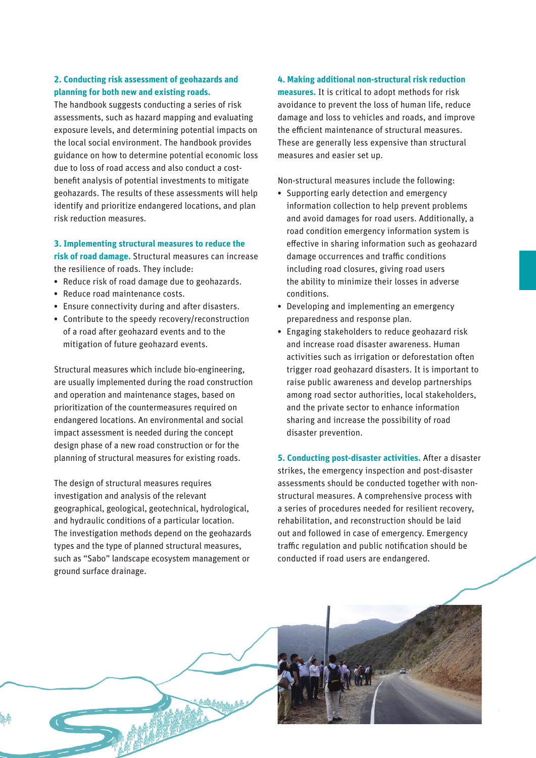**2. Conducting risk assessment of geohazards and planning for both new and existing roads.**
The handbook suggests conducting a series of risk assessments, such as hazard mapping and evaluating exposure levels, and determining potential impacts on the local social environment. The handbook provides guidance on how to determine potential economic loss due to loss of road access and also conduct a cost-benefit analysis of potential investments to mitigate geohazards. The results of these assessments will help identify and prioritize endangered locations, and plan risk reduction measures.

**3. Implementing structural measures to reduce the risk of road damage.** Structural measures can increase the resilience of roads. They include:

- Reduce risk of road damage due to geohazards.
- Reduce road maintenance costs.
- Ensure connectivity during and after disasters.
- Contribute to the speedy recovery/reconstruction of a road after geohazard events and to the mitigation of future geohazard events.

Structural measures which include bio-engineering, are usually implemented during the road construction and operation and maintenance stages, based on prioritization of the countermeasures required on endangered locations. An environmental and social impact assessment is needed during the concept design phase of a new road construction or for the planning of structural measures for existing roads.

The design of structural measures requires investigation and analysis of the relevant geographical, geological, geotechnical, hydrological, and hydraulic conditions of a particular location. The investigation methods depend on the geohazards types and the type of planned structural measures, such as "Sabo" landscape ecosystem management or ground surface drainage.

**4. Making additional non-structural risk reduction measures.** It is critical to adopt methods for risk avoidance to prevent the loss of human life, reduce damage and loss to vehicles and roads, and improve the efficient maintenance of structural measures. These are generally less expensive than structural measures and easier set up.

Non-structural measures include the following:

- Supporting early detection and emergency information collection to help prevent problems and avoid damages for road users. Additionally, a road condition emergency information system is effective in sharing information such as geohazard damage occurrences and traffic conditions including road closures, giving road users the ability to minimize their losses in adverse conditions.
- Developing and implementing an emergency preparedness and response plan.
- Engaging stakeholders to reduce geohazard risk and increase road disaster awareness. Human activities such as irrigation or deforestation often trigger road geohazard disasters. It is important to raise public awareness and develop partnerships among road sector authorities, local stakeholders, and the private sector to enhance information sharing and increase the possibility of road disaster prevention.

**5. Conducting post-disaster activities.** After a disaster strikes, the emergency inspection and post-disaster assessments should be conducted together with non-structural measures. A comprehensive process with a series of procedures needed for resilient recovery, rehabilitation, and reconstruction should be laid out and followed in case of emergency. Emergency traffic regulation and public notification should be conducted if road users are endangered.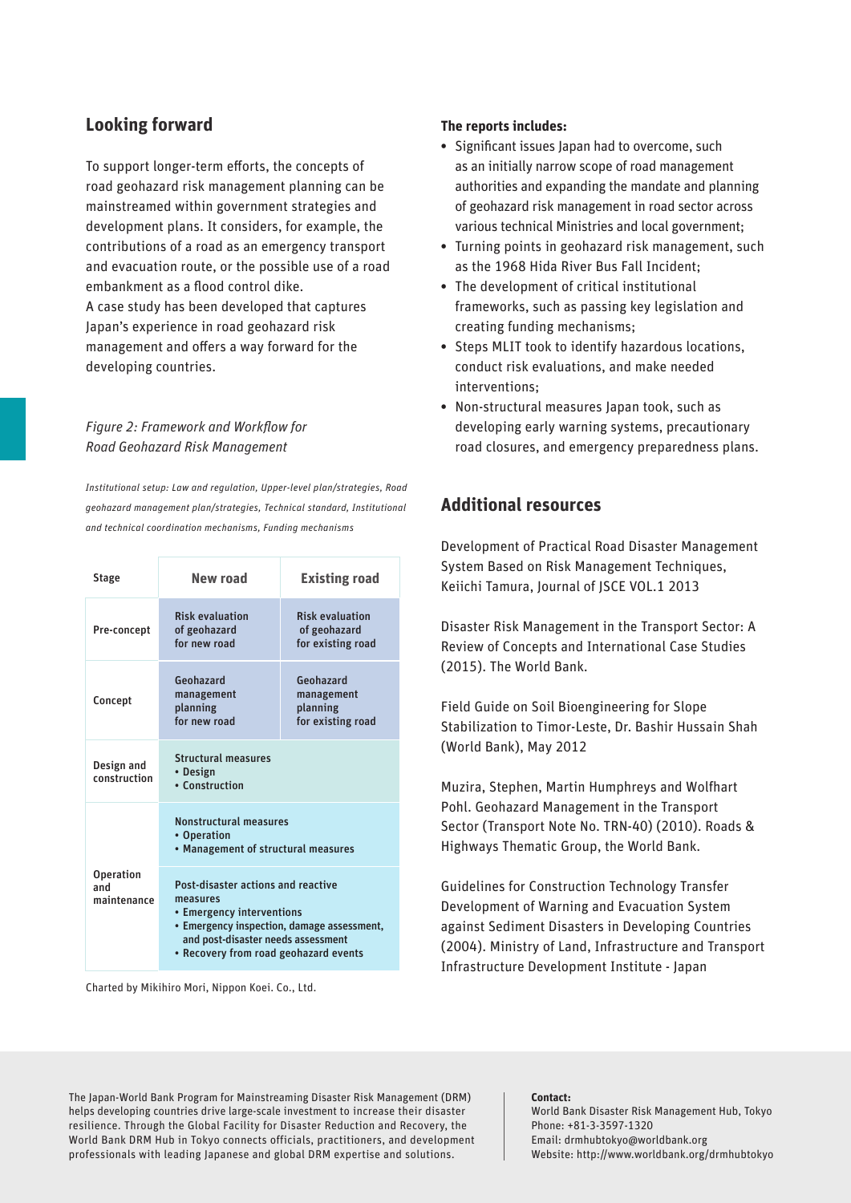## Looking forward

To support longer-term efforts, the concepts of road geohazard risk management planning can be mainstreamed within government strategies and development plans. It considers, for example, the contributions of a road as an emergency transport and evacuation route, or the possible use of a road embankment as a flood control dike.

A case study has been developed that captures Japan's experience in road geohazard risk management and offers a way forward for the developing countries.

*Figure 2: Framework and Workflow for Road Geohazard Risk Management*

*Institutional setup: Law and regulation, Upper-level plan/strategies, Road geohazard management plan/strategies, Technical standard, Institutional and technical coordination mechanisms, Funding mechanisms*

| Stage | New road | Existing road |
|---|---|---|
| Pre-concept | Risk evaluation of geohazard for new road | Risk evaluation of geohazard for existing road |
| Concept | Geohazard management planning for new road | Geohazard management planning for existing road |
| Design and construction | Structural measures • Design • Construction | |
| Operation and maintenance | Nonstructural measures • Operation • Management of structural measures | |
| | Post-disaster actions and reactive measures • Emergency interventions • Emergency inspection, damage assessment, and post-disaster needs assessment • Recovery from road geohazard events | |

Charted by Mikihiro Mori, Nippon Koei. Co., Ltd.

**The reports includes:**

- Significant issues Japan had to overcome, such as an initially narrow scope of road management authorities and expanding the mandate and planning of geohazard risk management in road sector across various technical Ministries and local government;
- Turning points in geohazard risk management, such as the 1968 Hida River Bus Fall Incident;
- The development of critical institutional frameworks, such as passing key legislation and creating funding mechanisms;
- Steps MLIT took to identify hazardous locations, conduct risk evaluations, and make needed interventions;
- Non-structural measures Japan took, such as developing early warning systems, precautionary road closures, and emergency preparedness plans.

## Additional resources

Development of Practical Road Disaster Management System Based on Risk Management Techniques, Keiichi Tamura, Journal of JSCE VOL.1 2013

Disaster Risk Management in the Transport Sector: A Review of Concepts and International Case Studies (2015). The World Bank.

Field Guide on Soil Bioengineering for Slope Stabilization to Timor-Leste, Dr. Bashir Hussain Shah (World Bank), May 2012

Muzira, Stephen, Martin Humphreys and Wolfhart Pohl. Geohazard Management in the Transport Sector (Transport Note No. TRN-40) (2010). Roads & Highways Thematic Group, the World Bank.

Guidelines for Construction Technology Transfer Development of Warning and Evacuation System against Sediment Disasters in Developing Countries (2004). Ministry of Land, Infrastructure and Transport Infrastructure Development Institute - Japan

The Japan-World Bank Program for Mainstreaming Disaster Risk Management (DRM) helps developing countries drive large-scale investment to increase their disaster resilience. Through the Global Facility for Disaster Reduction and Recovery, the World Bank DRM Hub in Tokyo connects officials, practitioners, and development professionals with leading Japanese and global DRM expertise and solutions.

**Contact:**
World Bank Disaster Risk Management Hub, Tokyo
Phone: +81-3-3597-1320
Email: drmhubtokyo@worldbank.org
Website: http://www.worldbank.org/drmhubtokyo